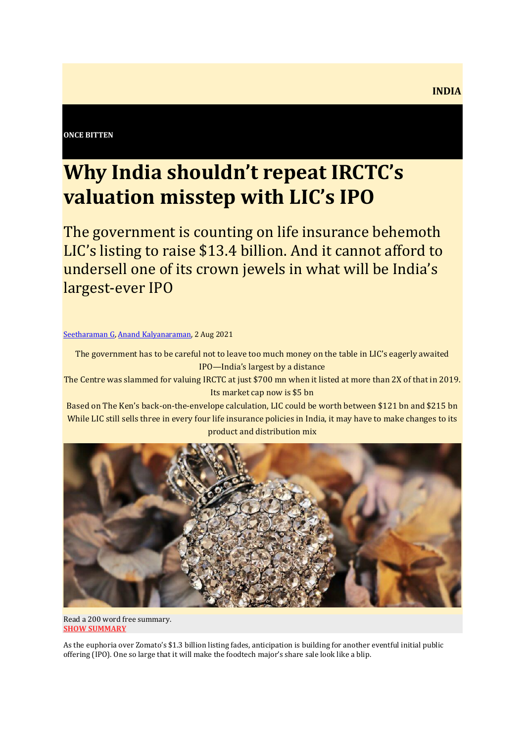INDIA

**ONCE BITTEN**

# Why India shouldn't repeat IRCTC's valuation misstep with LIC's IPO

## The government is counting on life insurance behemoth LIC's listing to raise $13.4 billion. And it cannot afford to undersell one of its crown jewels in what will be India's largest-ever IPO

[Seetharaman G](), [Anand Kalyanaraman](), 2 Aug 2021

The government has to be careful not to leave too much money on the table in LIC's eagerly awaited IPO—India's largest by a distance

The Centre was slammed for valuing IRCTC at just $700 mn when it listed at more than 2X of that in 2019. Its market cap now is $5 bn

Based on The Ken's back-on-the-envelope calculation, LIC could be worth between $121 bn and $215 bn

While LIC still sells three in every four life insurance policies in India, it may have to make changes to its product and distribution mix

Read a 200 word free summary.
**SHOW SUMMARY**

As the euphoria over Zomato's $1.3 billion listing fades, anticipation is building for another eventful initial public offering (IPO). One so large that it will make the foodtech major's share sale look like a blip.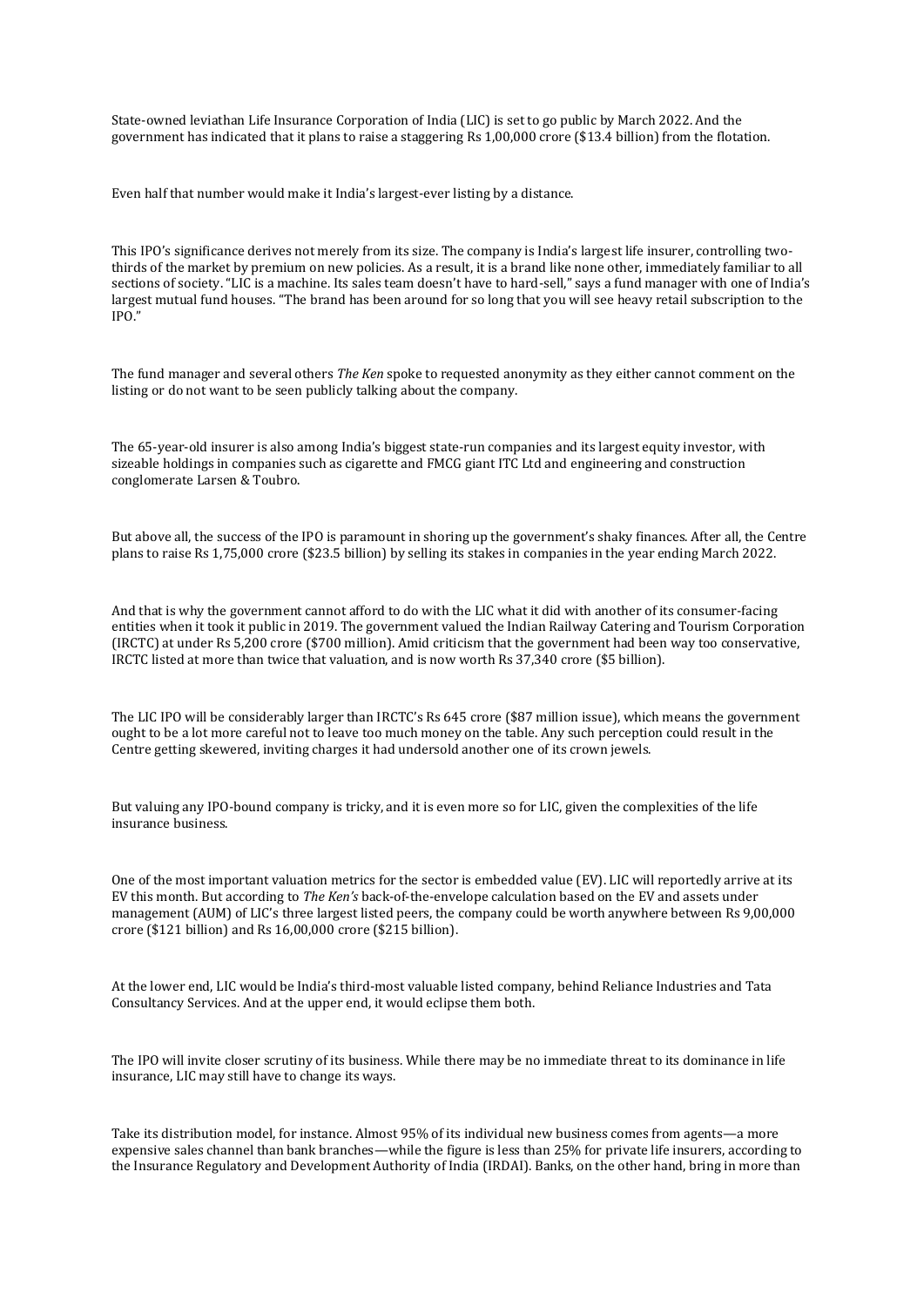State-owned leviathan Life Insurance Corporation of India (LIC) is set to go public by March 2022. And the government has indicated that it plans to raise a staggering Rs 1,00,000 crore ($13.4 billion) from the flotation.

Even half that number would make it India's largest-ever listing by a distance.

This IPO's significance derives not merely from its size. The company is India's largest life insurer, controlling two-thirds of the market by premium on new policies. As a result, it is a brand like none other, immediately familiar to all sections of society. "LIC is a machine. Its sales team doesn't have to hard-sell," says a fund manager with one of India's largest mutual fund houses. "The brand has been around for so long that you will see heavy retail subscription to the IPO."

The fund manager and several others *The Ken* spoke to requested anonymity as they either cannot comment on the listing or do not want to be seen publicly talking about the company.

The 65-year-old insurer is also among India's biggest state-run companies and its largest equity investor, with sizeable holdings in companies such as cigarette and FMCG giant ITC Ltd and engineering and construction conglomerate Larsen & Toubro.

But above all, the success of the IPO is paramount in shoring up the government's shaky finances. After all, the Centre plans to raise Rs 1,75,000 crore ($23.5 billion) by selling its stakes in companies in the year ending March 2022.

And that is why the government cannot afford to do with the LIC what it did with another of its consumer-facing entities when it took it public in 2019. The government valued the Indian Railway Catering and Tourism Corporation (IRCTC) at under Rs 5,200 crore ($700 million). Amid criticism that the government had been way too conservative, IRCTC listed at more than twice that valuation, and is now worth Rs 37,340 crore ($5 billion).

The LIC IPO will be considerably larger than IRCTC's Rs 645 crore ($87 million issue), which means the government ought to be a lot more careful not to leave too much money on the table. Any such perception could result in the Centre getting skewered, inviting charges it had undersold another one of its crown jewels.

But valuing any IPO-bound company is tricky, and it is even more so for LIC, given the complexities of the life insurance business.

One of the most important valuation metrics for the sector is embedded value (EV). LIC will reportedly arrive at its EV this month. But according to *The Ken's* back-of-the-envelope calculation based on the EV and assets under management (AUM) of LIC's three largest listed peers, the company could be worth anywhere between Rs 9,00,000 crore ($121 billion) and Rs 16,00,000 crore ($215 billion).

At the lower end, LIC would be India's third-most valuable listed company, behind Reliance Industries and Tata Consultancy Services. And at the upper end, it would eclipse them both.

The IPO will invite closer scrutiny of its business. While there may be no immediate threat to its dominance in life insurance, LIC may still have to change its ways.

Take its distribution model, for instance. Almost 95% of its individual new business comes from agents—a more expensive sales channel than bank branches—while the figure is less than 25% for private life insurers, according to the Insurance Regulatory and Development Authority of India (IRDAI). Banks, on the other hand, bring in more than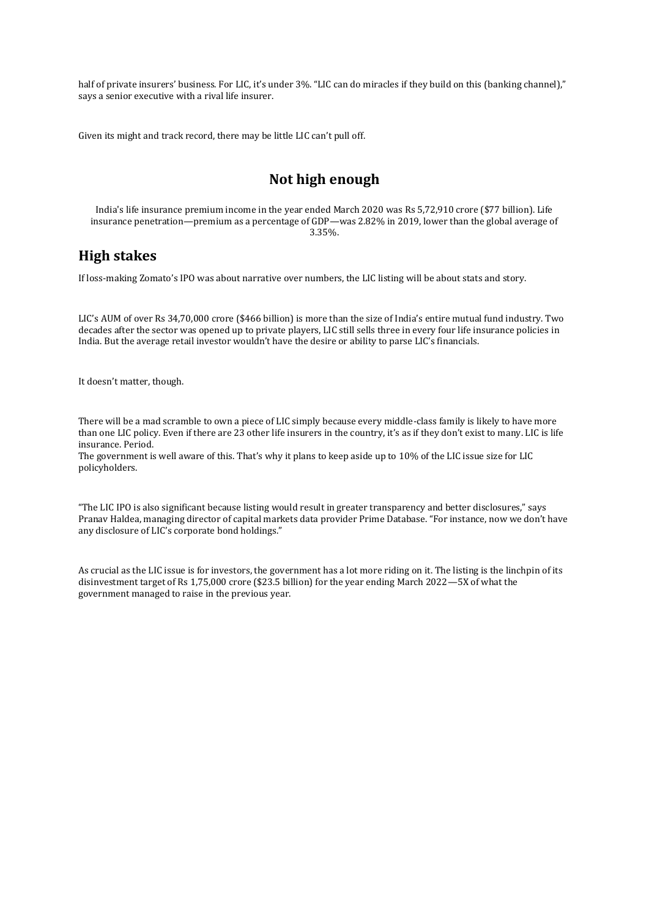half of private insurers' business. For LIC, it's under 3%. "LIC can do miracles if they build on this (banking channel)," says a senior executive with a rival life insurer.

Given its might and track record, there may be little LIC can't pull off.

## Not high enough

India's life insurance premium income in the year ended March 2020 was Rs 5,72,910 crore ($77 billion). Life insurance penetration—premium as a percentage of GDP—was 2.82% in 2019, lower than the global average of 3.35%.

## High stakes

If loss-making Zomato's IPO was about narrative over numbers, the LIC listing will be about stats and story.

LIC's AUM of over Rs 34,70,000 crore ($466 billion) is more than the size of India's entire mutual fund industry. Two decades after the sector was opened up to private players, LIC still sells three in every four life insurance policies in India. But the average retail investor wouldn't have the desire or ability to parse LIC's financials.

It doesn't matter, though.

There will be a mad scramble to own a piece of LIC simply because every middle-class family is likely to have more than one LIC policy. Even if there are 23 other life insurers in the country, it's as if they don't exist to many. LIC is life insurance. Period.
The government is well aware of this. That's why it plans to keep aside up to 10% of the LIC issue size for LIC policyholders.

"The LIC IPO is also significant because listing would result in greater transparency and better disclosures," says Pranav Haldea, managing director of capital markets data provider Prime Database. "For instance, now we don't have any disclosure of LIC's corporate bond holdings."

As crucial as the LIC issue is for investors, the government has a lot more riding on it. The listing is the linchpin of its disinvestment target of Rs 1,75,000 crore ($23.5 billion) for the year ending March 2022—5X of what the government managed to raise in the previous year.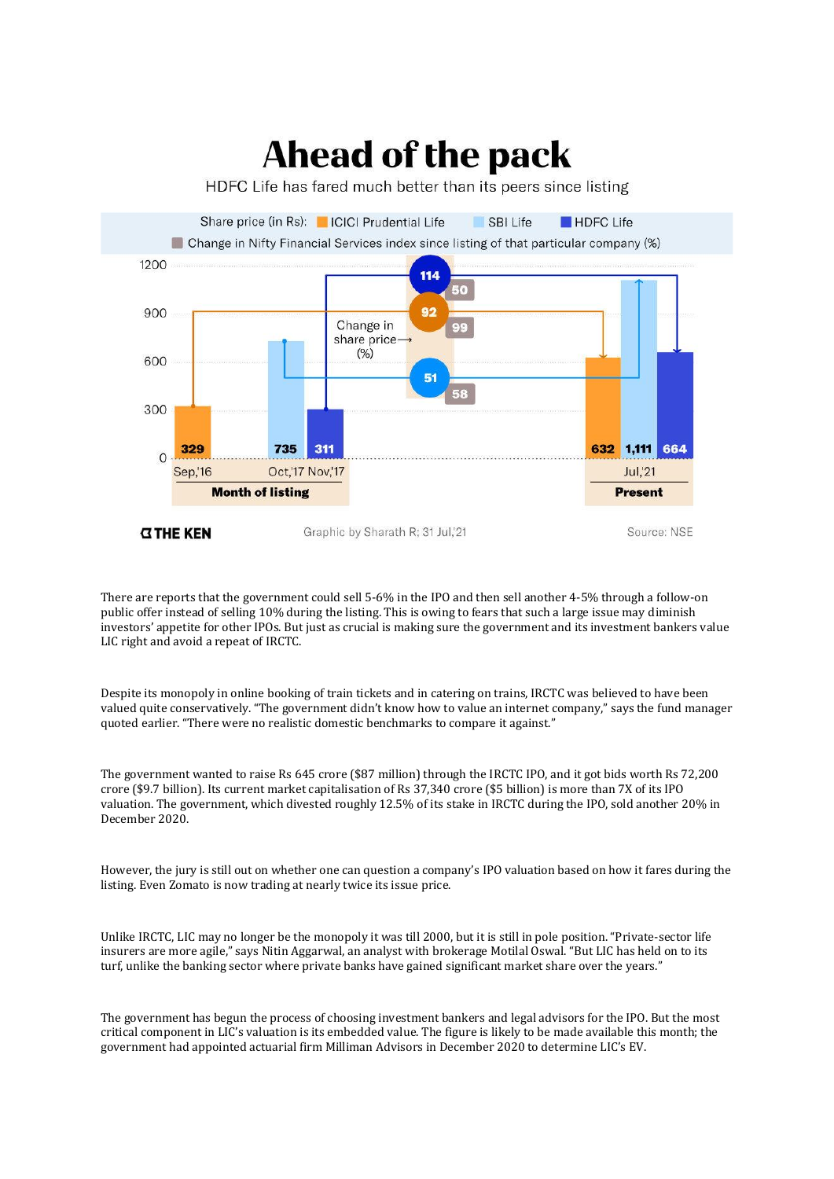# Ahead of the pack

HDFC Life has fared much better than its peers since listing

Share price (in Rs): ICICI Prudential Life | SBI Life | HDFC Life

Change in Nifty Financial Services index since listing of that particular company (%)

| Company | Month of listing | Share price at listing (Rs) | Share price, Jul,'21 (Rs) | Change in share price (%) | Change in Nifty Financial Services index since listing (%) |
|---|---|---|---|---|---|
| ICICI Prudential Life | Sep,'16 | 329 | 632 | 92 | 99 |
| SBI Life | Oct,'17 | 735 | 1,111 | 51 | 58 |
| HDFC Life | Nov,'17 | 311 | 664 | 114 | 50 |

THE KEN | Graphic by Sharath R; 31 Jul,'21 | Source: NSE

There are reports that the government could sell 5-6% in the IPO and then sell another 4-5% through a follow-on public offer instead of selling 10% during the listing. This is owing to fears that such a large issue may diminish investors' appetite for other IPOs. But just as crucial is making sure the government and its investment bankers value LIC right and avoid a repeat of IRCTC.

Despite its monopoly in online booking of train tickets and in catering on trains, IRCTC was believed to have been valued quite conservatively. "The government didn't know how to value an internet company," says the fund manager quoted earlier. "There were no realistic domestic benchmarks to compare it against."

The government wanted to raise Rs 645 crore ($87 million) through the IRCTC IPO, and it got bids worth Rs 72,200 crore ($9.7 billion). Its current market capitalisation of Rs 37,340 crore ($5 billion) is more than 7X of its IPO valuation. The government, which divested roughly 12.5% of its stake in IRCTC during the IPO, sold another 20% in December 2020.

However, the jury is still out on whether one can question a company's IPO valuation based on how it fares during the listing. Even Zomato is now trading at nearly twice its issue price.

Unlike IRCTC, LIC may no longer be the monopoly it was till 2000, but it is still in pole position. "Private-sector life insurers are more agile," says Nitin Aggarwal, an analyst with brokerage Motilal Oswal. "But LIC has held on to its turf, unlike the banking sector where private banks have gained significant market share over the years."

The government has begun the process of choosing investment bankers and legal advisors for the IPO. But the most critical component in LIC's valuation is its embedded value. The figure is likely to be made available this month; the government had appointed actuarial firm Milliman Advisors in December 2020 to determine LIC's EV.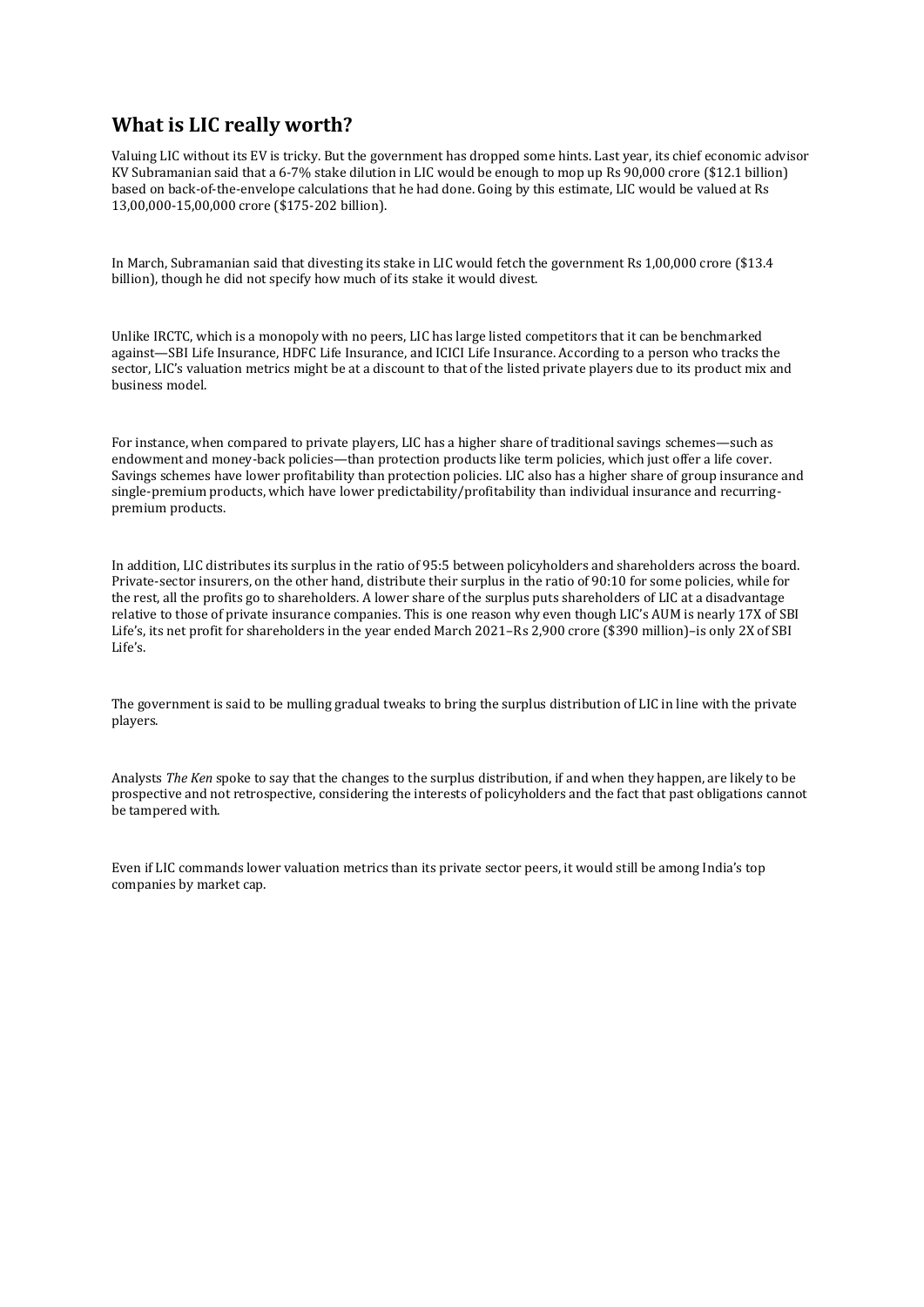## What is LIC really worth?

Valuing LIC without its EV is tricky. But the government has dropped some hints. Last year, its chief economic advisor KV Subramanian said that a 6-7% stake dilution in LIC would be enough to mop up Rs 90,000 crore ($12.1 billion) based on back-of-the-envelope calculations that he had done. Going by this estimate, LIC would be valued at Rs 13,00,000-15,00,000 crore ($175-202 billion).

In March, Subramanian said that divesting its stake in LIC would fetch the government Rs 1,00,000 crore ($13.4 billion), though he did not specify how much of its stake it would divest.

Unlike IRCTC, which is a monopoly with no peers, LIC has large listed competitors that it can be benchmarked against—SBI Life Insurance, HDFC Life Insurance, and ICICI Life Insurance. According to a person who tracks the sector, LIC's valuation metrics might be at a discount to that of the listed private players due to its product mix and business model.

For instance, when compared to private players, LIC has a higher share of traditional savings schemes—such as endowment and money-back policies—than protection products like term policies, which just offer a life cover. Savings schemes have lower profitability than protection policies. LIC also has a higher share of group insurance and single-premium products, which have lower predictability/profitability than individual insurance and recurring-premium products.

In addition, LIC distributes its surplus in the ratio of 95:5 between policyholders and shareholders across the board. Private-sector insurers, on the other hand, distribute their surplus in the ratio of 90:10 for some policies, while for the rest, all the profits go to shareholders. A lower share of the surplus puts shareholders of LIC at a disadvantage relative to those of private insurance companies. This is one reason why even though LIC's AUM is nearly 17X of SBI Life's, its net profit for shareholders in the year ended March 2021–Rs 2,900 crore ($390 million)–is only 2X of SBI Life's.

The government is said to be mulling gradual tweaks to bring the surplus distribution of LIC in line with the private players.

Analysts *The Ken* spoke to say that the changes to the surplus distribution, if and when they happen, are likely to be prospective and not retrospective, considering the interests of policyholders and the fact that past obligations cannot be tampered with.

Even if LIC commands lower valuation metrics than its private sector peers, it would still be among India's top companies by market cap.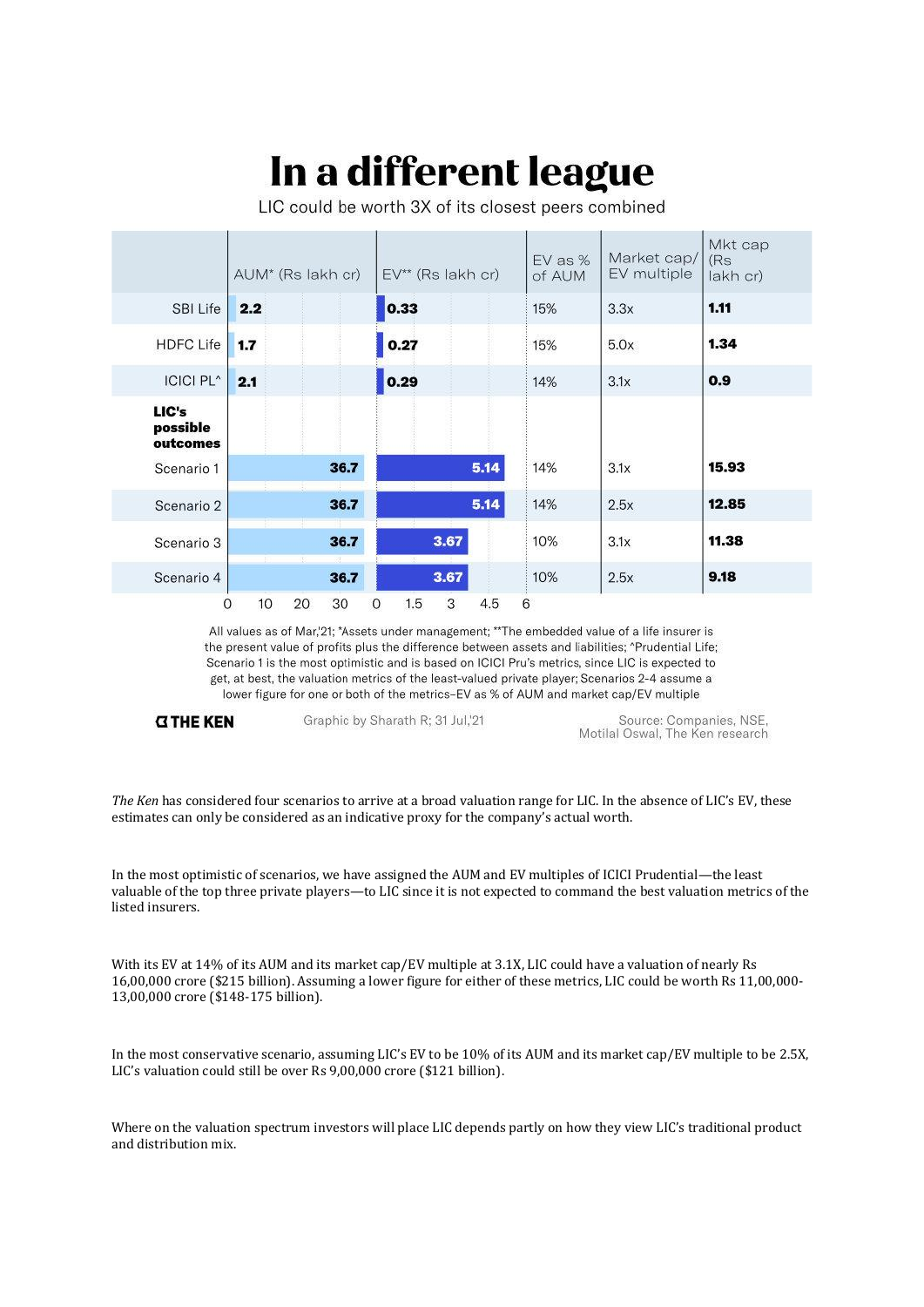# In a different league

LIC could be worth 3X of its closest peers combined

| | AUM* (Rs lakh cr) | EV** (Rs lakh cr) | EV as % of AUM | Market cap/ EV multiple | Mkt cap (Rs lakh cr) |
|---|---|---|---|---|---|
| SBI Life | 2.2 | 0.33 | 15% | 3.3x | **1.11** |
| HDFC Life | 1.7 | 0.27 | 15% | 5.0x | **1.34** |
| ICICI PL^ | 2.1 | 0.29 | 14% | 3.1x | **0.9** |
| **LIC's possible outcomes** | | | | | |
| Scenario 1 | 36.7 | 5.14 | 14% | 3.1x | **15.93** |
| Scenario 2 | 36.7 | 5.14 | 14% | 2.5x | **12.85** |
| Scenario 3 | 36.7 | 3.67 | 10% | 3.1x | **11.38** |
| Scenario 4 | 36.7 | 3.67 | 10% | 2.5x | **9.18** |

All values as of Mar,'21; *Assets under management; **The embedded value of a life insurer is the present value of profits plus the difference between assets and liabilities; ^Prudential Life; Scenario 1 is the most optimistic and is based on ICICI Pru's metrics, since LIC is expected to get, at best, the valuation metrics of the least-valued private player; Scenarios 2-4 assume a lower figure for one or both of the metrics–EV as % of AUM and market cap/EV multiple

THE KEN — Graphic by Sharath R; 31 Jul,'21 — Source: Companies, NSE, Motilal Oswal, The Ken research

*The Ken* has considered four scenarios to arrive at a broad valuation range for LIC. In the absence of LIC's EV, these estimates can only be considered as an indicative proxy for the company's actual worth.

In the most optimistic of scenarios, we have assigned the AUM and EV multiples of ICICI Prudential—the least valuable of the top three private players—to LIC since it is not expected to command the best valuation metrics of the listed insurers.

With its EV at 14% of its AUM and its market cap/EV multiple at 3.1X, LIC could have a valuation of nearly Rs 16,00,000 crore ($215 billion). Assuming a lower figure for either of these metrics, LIC could be worth Rs 11,00,000-13,00,000 crore ($148-175 billion).

In the most conservative scenario, assuming LIC's EV to be 10% of its AUM and its market cap/EV multiple to be 2.5X, LIC's valuation could still be over Rs 9,00,000 crore ($121 billion).

Where on the valuation spectrum investors will place LIC depends partly on how they view LIC's traditional product and distribution mix.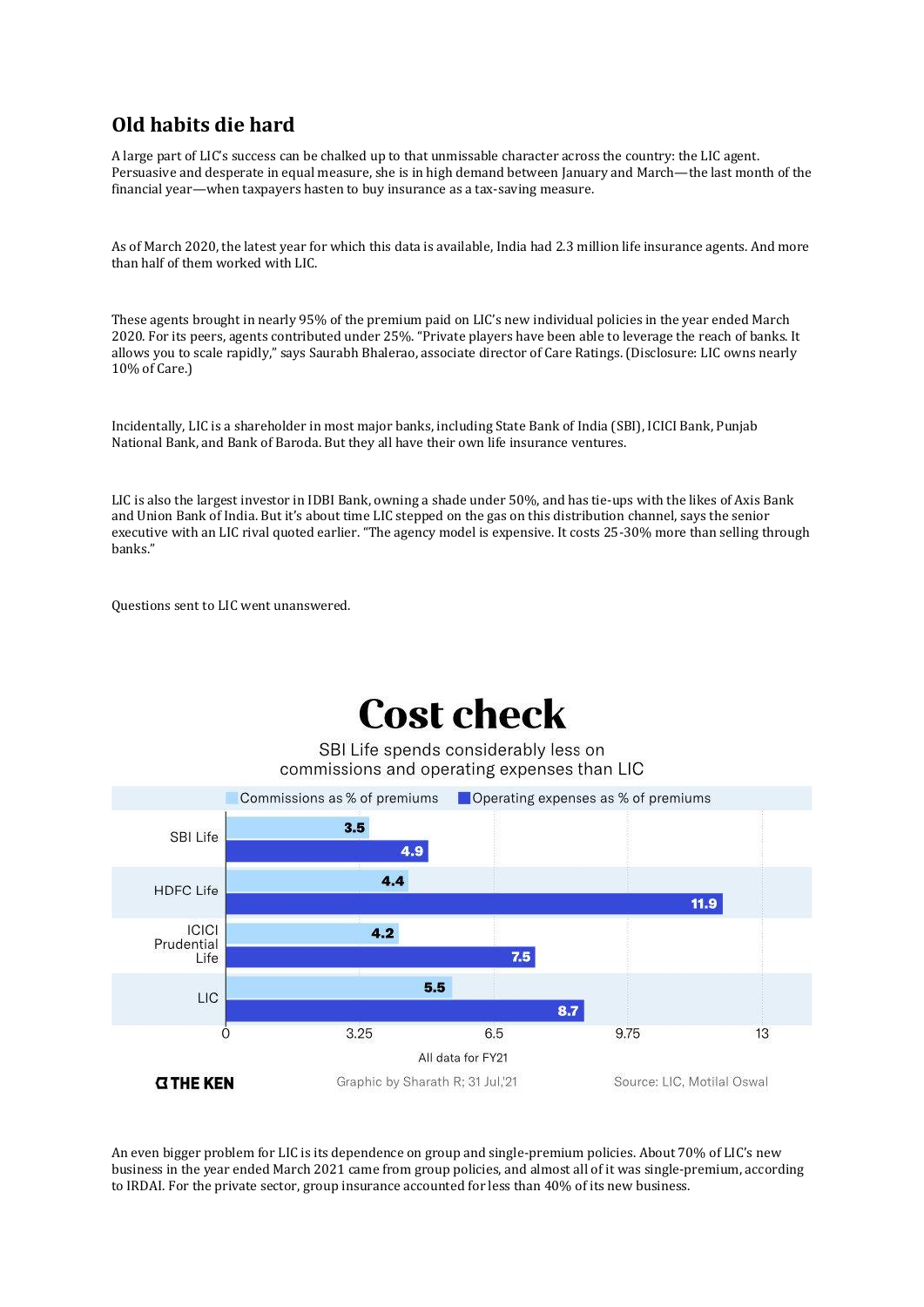## Old habits die hard

A large part of LIC's success can be chalked up to that unmissable character across the country: the LIC agent. Persuasive and desperate in equal measure, she is in high demand between January and March—the last month of the financial year—when taxpayers hasten to buy insurance as a tax-saving measure.

As of March 2020, the latest year for which this data is available, India had 2.3 million life insurance agents. And more than half of them worked with LIC.

These agents brought in nearly 95% of the premium paid on LIC's new individual policies in the year ended March 2020. For its peers, agents contributed under 25%. "Private players have been able to leverage the reach of banks. It allows you to scale rapidly," says Saurabh Bhalerao, associate director of Care Ratings. (Disclosure: LIC owns nearly 10% of Care.)

Incidentally, LIC is a shareholder in most major banks, including State Bank of India (SBI), ICICI Bank, Punjab National Bank, and Bank of Baroda. But they all have their own life insurance ventures.

LIC is also the largest investor in IDBI Bank, owning a shade under 50%, and has tie-ups with the likes of Axis Bank and Union Bank of India. But it's about time LIC stepped on the gas on this distribution channel, says the senior executive with an LIC rival quoted earlier. "The agency model is expensive. It costs 25-30% more than selling through banks."

Questions sent to LIC went unanswered.

**Cost check**

SBI Life spends considerably less on commissions and operating expenses than LIC

| | Commissions as % of premiums | Operating expenses as % of premiums |
|---|---|---|
| SBI Life | 3.5 | 4.9 |
| HDFC Life | 4.4 | 11.9 |
| ICICI Prudential Life | 4.2 | 7.5 |
| LIC | 5.5 | 8.7 |

All data for FY21

THE KEN — Graphic by Sharath R; 31 Jul,'21 — Source: LIC, Motilal Oswal

An even bigger problem for LIC is its dependence on group and single-premium policies. About 70% of LIC's new business in the year ended March 2021 came from group policies, and almost all of it was single-premium, according to IRDAI. For the private sector, group insurance accounted for less than 40% of its new business.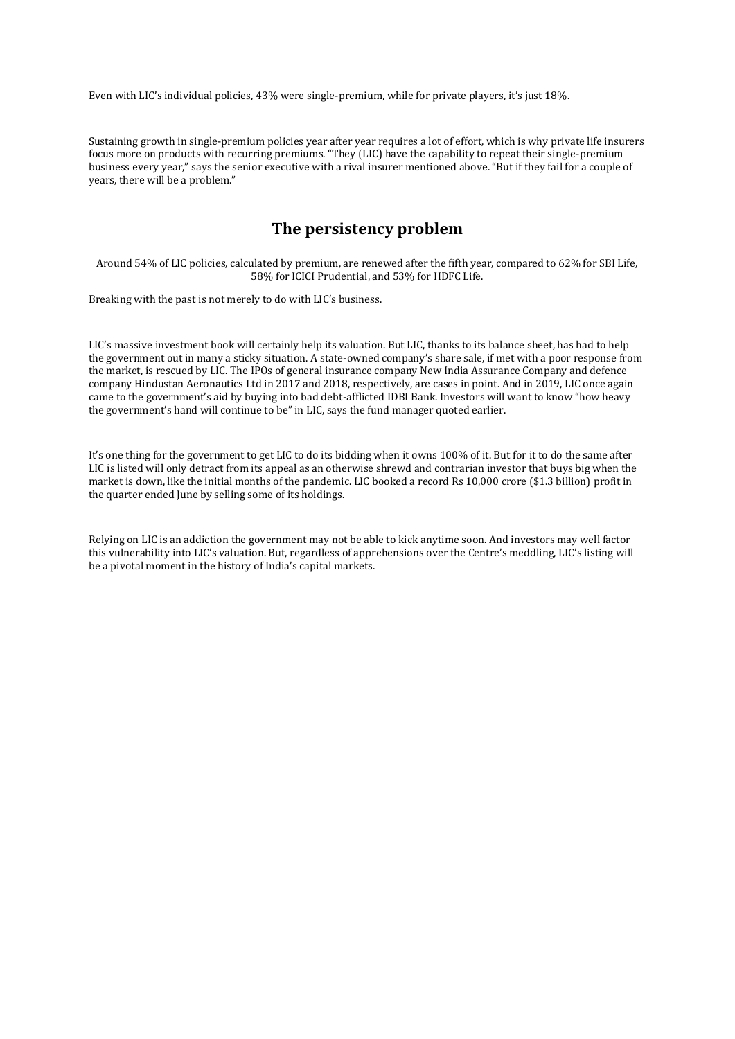Even with LIC's individual policies, 43% were single-premium, while for private players, it's just 18%.

Sustaining growth in single-premium policies year after year requires a lot of effort, which is why private life insurers focus more on products with recurring premiums. "They (LIC) have the capability to repeat their single-premium business every year," says the senior executive with a rival insurer mentioned above. "But if they fail for a couple of years, there will be a problem."

## The persistency problem

Around 54% of LIC policies, calculated by premium, are renewed after the fifth year, compared to 62% for SBI Life, 58% for ICICI Prudential, and 53% for HDFC Life.

Breaking with the past is not merely to do with LIC's business.

LIC's massive investment book will certainly help its valuation. But LIC, thanks to its balance sheet, has had to help the government out in many a sticky situation. A state-owned company's share sale, if met with a poor response from the market, is rescued by LIC. The IPOs of general insurance company New India Assurance Company and defence company Hindustan Aeronautics Ltd in 2017 and 2018, respectively, are cases in point. And in 2019, LIC once again came to the government's aid by buying into bad debt-afflicted IDBI Bank. Investors will want to know "how heavy the government's hand will continue to be" in LIC, says the fund manager quoted earlier.

It's one thing for the government to get LIC to do its bidding when it owns 100% of it. But for it to do the same after LIC is listed will only detract from its appeal as an otherwise shrewd and contrarian investor that buys big when the market is down, like the initial months of the pandemic. LIC booked a record Rs 10,000 crore ($1.3 billion) profit in the quarter ended June by selling some of its holdings.

Relying on LIC is an addiction the government may not be able to kick anytime soon. And investors may well factor this vulnerability into LIC's valuation. But, regardless of apprehensions over the Centre's meddling, LIC's listing will be a pivotal moment in the history of India's capital markets.